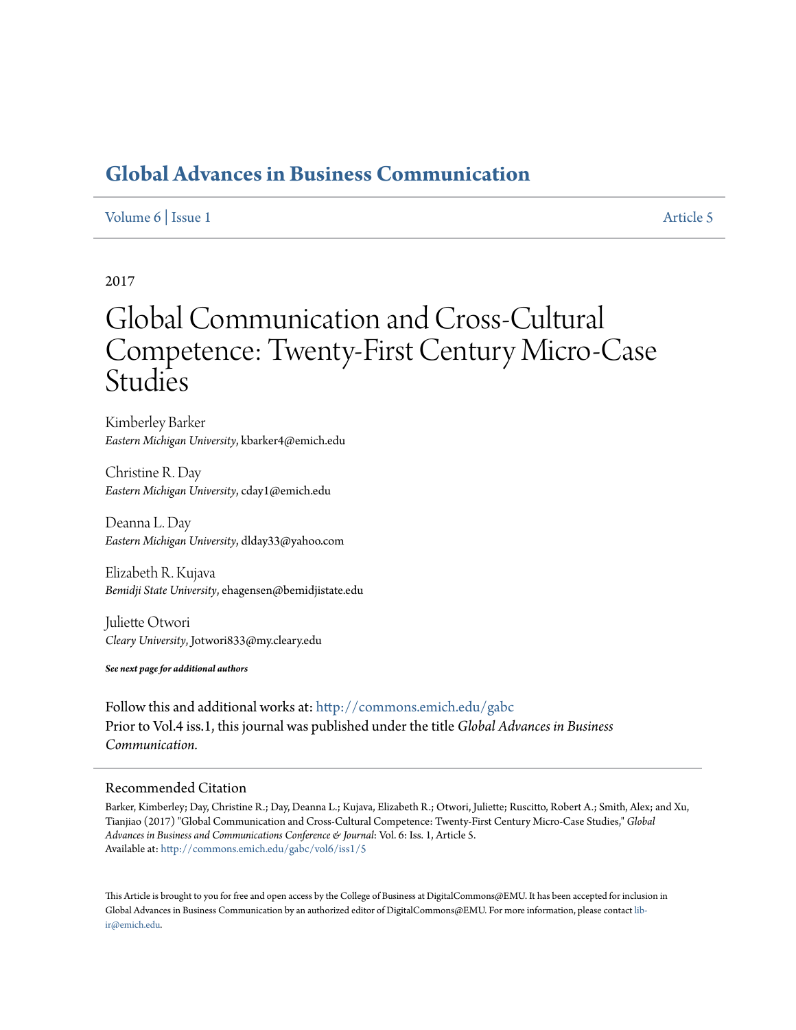# Global Advances in Business Communication

Volume 6 | Issue 1 — Article 5

2017

# Global Communication and Cross-Cultural Competence: Twenty-First Century Micro-Case Studies

Kimberley Barker
*Eastern Michigan University*, kbarker4@emich.edu

Christine R. Day
*Eastern Michigan University*, cday1@emich.edu

Deanna L. Day
*Eastern Michigan University*, dlday33@yahoo.com

Elizabeth R. Kujava
*Bemidji State University*, ehagensen@bemidjistate.edu

Juliette Otwori
*Cleary University*, Jotwori833@my.cleary.edu

***See next page for additional authors***

Follow this and additional works at: http://commons.emich.edu/gabc
Prior to Vol.4 iss.1, this journal was published under the title *Global Advances in Business Communication.*

## Recommended Citation

Barker, Kimberley; Day, Christine R.; Day, Deanna L.; Kujava, Elizabeth R.; Otwori, Juliette; Ruscitto, Robert A.; Smith, Alex; and Xu, Tianjiao (2017) "Global Communication and Cross-Cultural Competence: Twenty-First Century Micro-Case Studies," *Global Advances in Business and Communications Conference & Journal*: Vol. 6: Iss. 1, Article 5.
Available at: http://commons.emich.edu/gabc/vol6/iss1/5

This Article is brought to you for free and open access by the College of Business at DigitalCommons@EMU. It has been accepted for inclusion in Global Advances in Business Communication by an authorized editor of DigitalCommons@EMU. For more information, please contact lib-ir@emich.edu.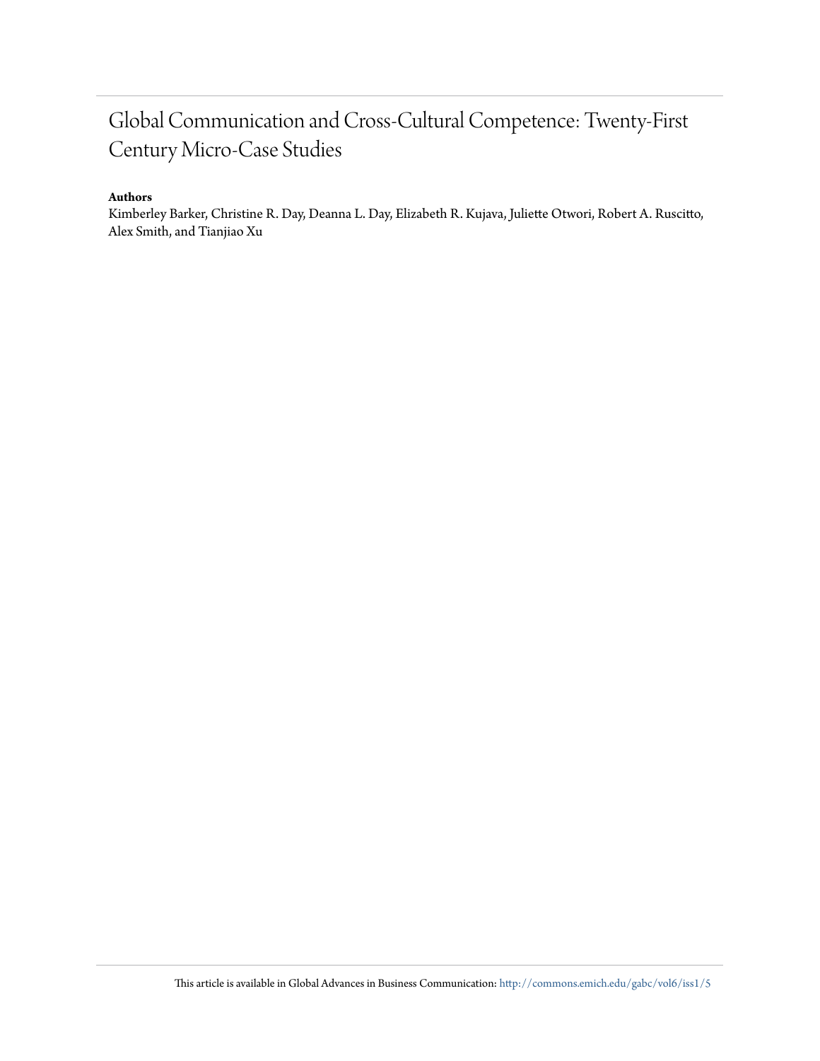# Global Communication and Cross-Cultural Competence: Twenty-First Century Micro-Case Studies

**Authors**

Kimberley Barker, Christine R. Day, Deanna L. Day, Elizabeth R. Kujava, Juliette Otwori, Robert A. Ruscitto, Alex Smith, and Tianjiao Xu

This article is available in Global Advances in Business Communication: http://commons.emich.edu/gabc/vol6/iss1/5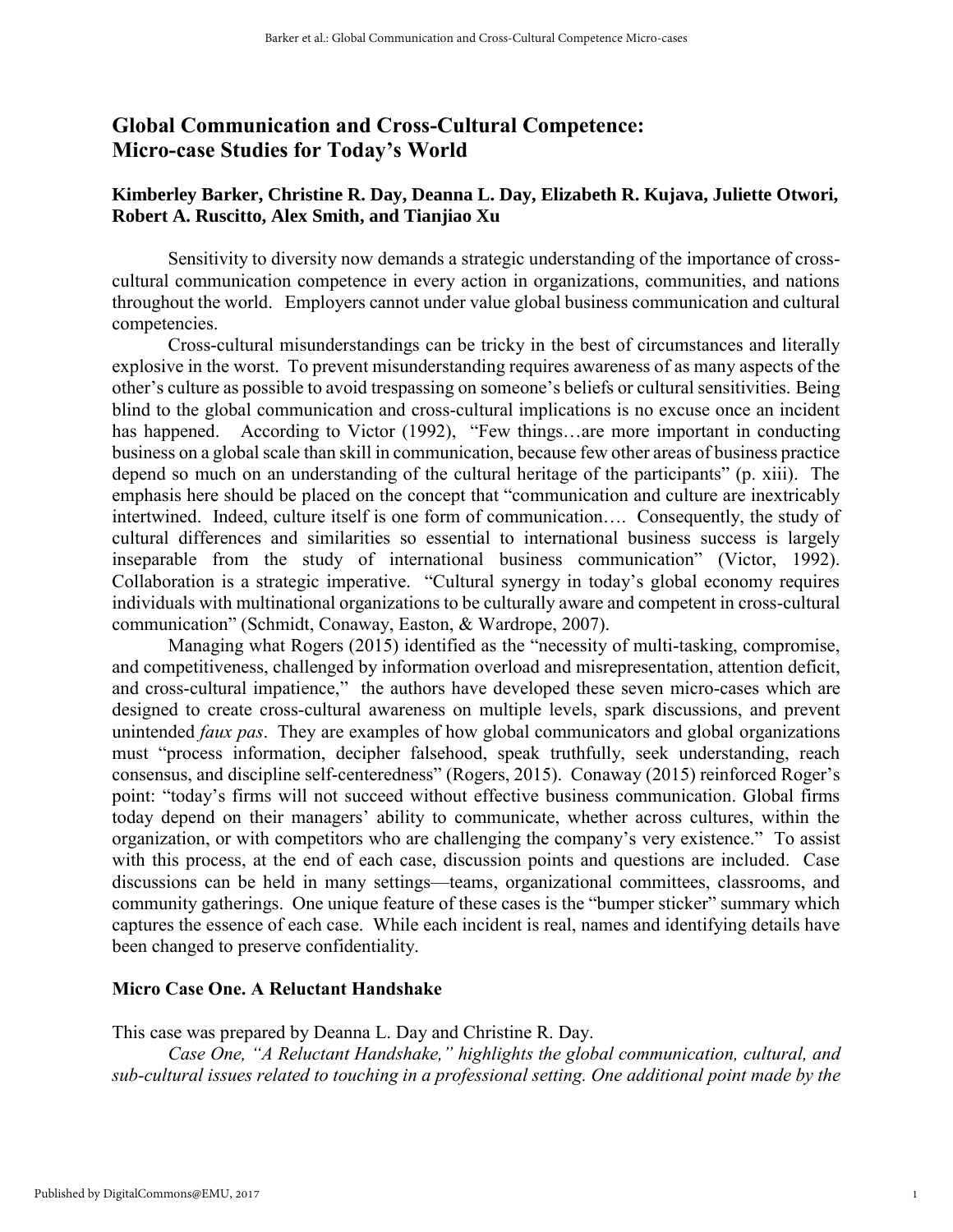# Global Communication and Cross-Cultural Competence: Micro-case Studies for Today's World

**Kimberley Barker, Christine R. Day, Deanna L. Day, Elizabeth R. Kujava, Juliette Otwori, Robert A. Ruscitto, Alex Smith, and Tianjiao Xu**

Sensitivity to diversity now demands a strategic understanding of the importance of cross-cultural communication competence in every action in organizations, communities, and nations throughout the world. Employers cannot under value global business communication and cultural competencies.

Cross-cultural misunderstandings can be tricky in the best of circumstances and literally explosive in the worst. To prevent misunderstanding requires awareness of as many aspects of the other's culture as possible to avoid trespassing on someone's beliefs or cultural sensitivities. Being blind to the global communication and cross-cultural implications is no excuse once an incident has happened. According to Victor (1992), "Few things…are more important in conducting business on a global scale than skill in communication, because few other areas of business practice depend so much on an understanding of the cultural heritage of the participants" (p. xiii). The emphasis here should be placed on the concept that "communication and culture are inextricably intertwined. Indeed, culture itself is one form of communication…. Consequently, the study of cultural differences and similarities so essential to international business success is largely inseparable from the study of international business communication" (Victor, 1992). Collaboration is a strategic imperative. "Cultural synergy in today's global economy requires individuals with multinational organizations to be culturally aware and competent in cross-cultural communication" (Schmidt, Conaway, Easton, & Wardrope, 2007).

Managing what Rogers (2015) identified as the "necessity of multi-tasking, compromise, and competitiveness, challenged by information overload and misrepresentation, attention deficit, and cross-cultural impatience," the authors have developed these seven micro-cases which are designed to create cross-cultural awareness on multiple levels, spark discussions, and prevent unintended *faux pas*. They are examples of how global communicators and global organizations must "process information, decipher falsehood, speak truthfully, seek understanding, reach consensus, and discipline self-centeredness" (Rogers, 2015). Conaway (2015) reinforced Roger's point: "today's firms will not succeed without effective business communication. Global firms today depend on their managers' ability to communicate, whether across cultures, within the organization, or with competitors who are challenging the company's very existence." To assist with this process, at the end of each case, discussion points and questions are included. Case discussions can be held in many settings—teams, organizational committees, classrooms, and community gatherings. One unique feature of these cases is the "bumper sticker" summary which captures the essence of each case. While each incident is real, names and identifying details have been changed to preserve confidentiality.

## Micro Case One. A Reluctant Handshake

This case was prepared by Deanna L. Day and Christine R. Day.

*Case One, "A Reluctant Handshake," highlights the global communication, cultural, and sub-cultural issues related to touching in a professional setting. One additional point made by the*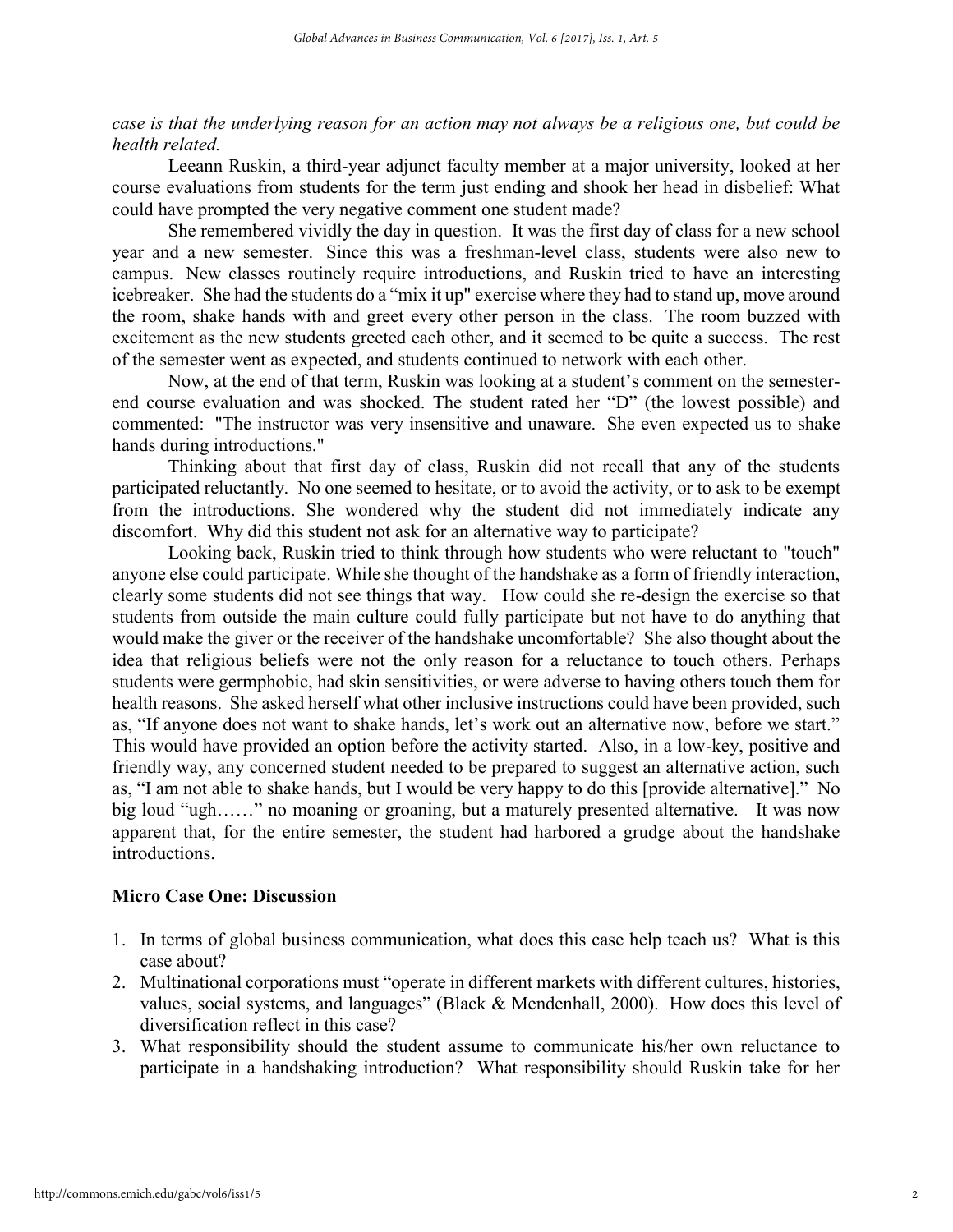*case is that the underlying reason for an action may not always be a religious one, but could be health related.*

Leeann Ruskin, a third-year adjunct faculty member at a major university, looked at her course evaluations from students for the term just ending and shook her head in disbelief: What could have prompted the very negative comment one student made?

She remembered vividly the day in question. It was the first day of class for a new school year and a new semester. Since this was a freshman-level class, students were also new to campus. New classes routinely require introductions, and Ruskin tried to have an interesting icebreaker. She had the students do a "mix it up" exercise where they had to stand up, move around the room, shake hands with and greet every other person in the class. The room buzzed with excitement as the new students greeted each other, and it seemed to be quite a success. The rest of the semester went as expected, and students continued to network with each other.

Now, at the end of that term, Ruskin was looking at a student's comment on the semester-end course evaluation and was shocked. The student rated her "D" (the lowest possible) and commented: "The instructor was very insensitive and unaware. She even expected us to shake hands during introductions."

Thinking about that first day of class, Ruskin did not recall that any of the students participated reluctantly. No one seemed to hesitate, or to avoid the activity, or to ask to be exempt from the introductions. She wondered why the student did not immediately indicate any discomfort. Why did this student not ask for an alternative way to participate?

Looking back, Ruskin tried to think through how students who were reluctant to "touch" anyone else could participate. While she thought of the handshake as a form of friendly interaction, clearly some students did not see things that way. How could she re-design the exercise so that students from outside the main culture could fully participate but not have to do anything that would make the giver or the receiver of the handshake uncomfortable? She also thought about the idea that religious beliefs were not the only reason for a reluctance to touch others. Perhaps students were germphobic, had skin sensitivities, or were adverse to having others touch them for health reasons. She asked herself what other inclusive instructions could have been provided, such as, "If anyone does not want to shake hands, let's work out an alternative now, before we start." This would have provided an option before the activity started. Also, in a low-key, positive and friendly way, any concerned student needed to be prepared to suggest an alternative action, such as, "I am not able to shake hands, but I would be very happy to do this [provide alternative]." No big loud "ugh……" no moaning or groaning, but a maturely presented alternative. It was now apparent that, for the entire semester, the student had harbored a grudge about the handshake introductions.

### Micro Case One: Discussion

1. In terms of global business communication, what does this case help teach us? What is this case about?
2. Multinational corporations must "operate in different markets with different cultures, histories, values, social systems, and languages" (Black & Mendenhall, 2000). How does this level of diversification reflect in this case?
3. What responsibility should the student assume to communicate his/her own reluctance to participate in a handshaking introduction? What responsibility should Ruskin take for her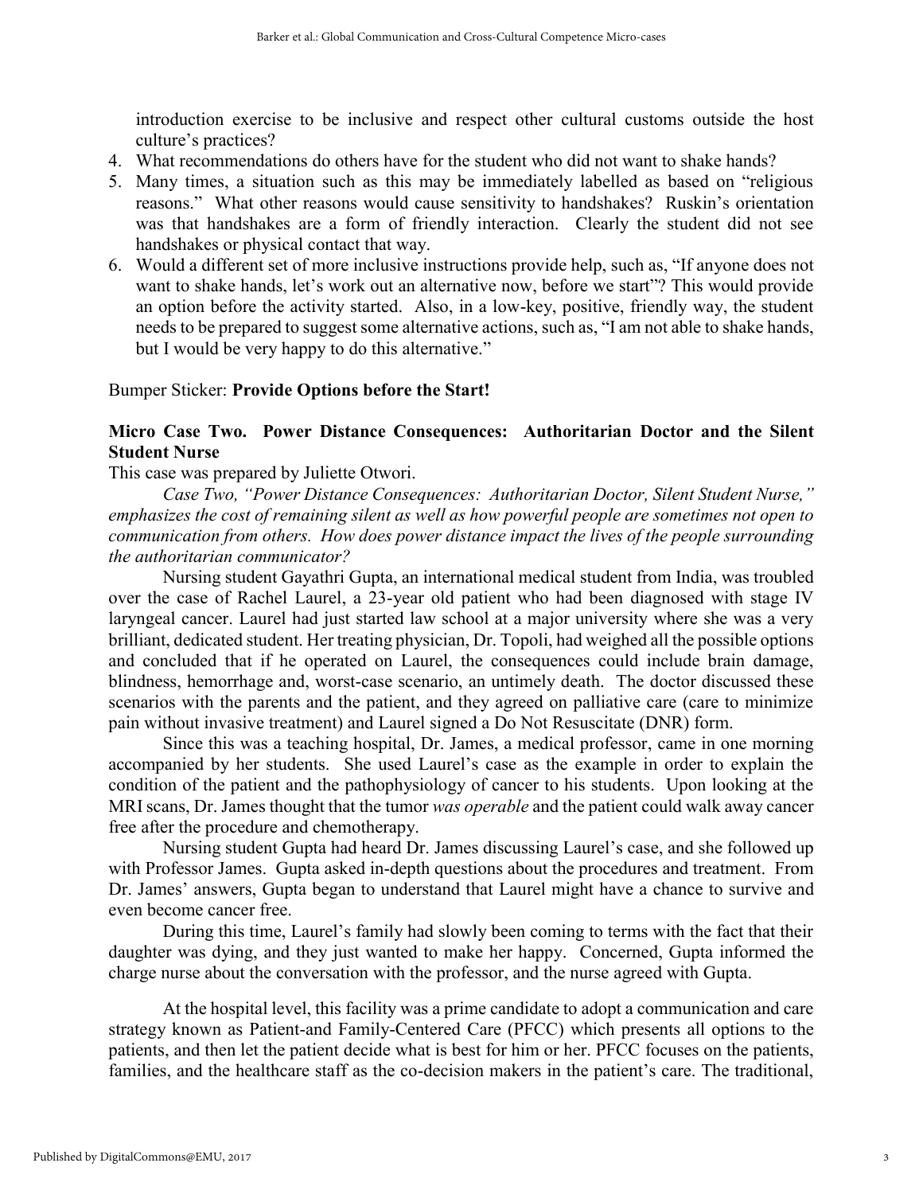introduction exercise to be inclusive and respect other cultural customs outside the host culture's practices?

4. What recommendations do others have for the student who did not want to shake hands?
5. Many times, a situation such as this may be immediately labelled as based on "religious reasons." What other reasons would cause sensitivity to handshakes? Ruskin's orientation was that handshakes are a form of friendly interaction. Clearly the student did not see handshakes or physical contact that way.
6. Would a different set of more inclusive instructions provide help, such as, "If anyone does not want to shake hands, let's work out an alternative now, before we start"? This would provide an option before the activity started. Also, in a low-key, positive, friendly way, the student needs to be prepared to suggest some alternative actions, such as, "I am not able to shake hands, but I would be very happy to do this alternative."

Bumper Sticker: **Provide Options before the Start!**

### Micro Case Two. Power Distance Consequences: Authoritarian Doctor and the Silent Student Nurse

This case was prepared by Juliette Otwori.

*Case Two, "Power Distance Consequences: Authoritarian Doctor, Silent Student Nurse," emphasizes the cost of remaining silent as well as how powerful people are sometimes not open to communication from others. How does power distance impact the lives of the people surrounding the authoritarian communicator?*

Nursing student Gayathri Gupta, an international medical student from India, was troubled over the case of Rachel Laurel, a 23-year old patient who had been diagnosed with stage IV laryngeal cancer. Laurel had just started law school at a major university where she was a very brilliant, dedicated student. Her treating physician, Dr. Topoli, had weighed all the possible options and concluded that if he operated on Laurel, the consequences could include brain damage, blindness, hemorrhage and, worst-case scenario, an untimely death. The doctor discussed these scenarios with the parents and the patient, and they agreed on palliative care (care to minimize pain without invasive treatment) and Laurel signed a Do Not Resuscitate (DNR) form.

Since this was a teaching hospital, Dr. James, a medical professor, came in one morning accompanied by her students. She used Laurel's case as the example in order to explain the condition of the patient and the pathophysiology of cancer to his students. Upon looking at the MRI scans, Dr. James thought that the tumor *was operable* and the patient could walk away cancer free after the procedure and chemotherapy.

Nursing student Gupta had heard Dr. James discussing Laurel's case, and she followed up with Professor James. Gupta asked in-depth questions about the procedures and treatment. From Dr. James' answers, Gupta began to understand that Laurel might have a chance to survive and even become cancer free.

During this time, Laurel's family had slowly been coming to terms with the fact that their daughter was dying, and they just wanted to make her happy. Concerned, Gupta informed the charge nurse about the conversation with the professor, and the nurse agreed with Gupta.

At the hospital level, this facility was a prime candidate to adopt a communication and care strategy known as Patient-and Family-Centered Care (PFCC) which presents all options to the patients, and then let the patient decide what is best for him or her. PFCC focuses on the patients, families, and the healthcare staff as the co-decision makers in the patient's care. The traditional,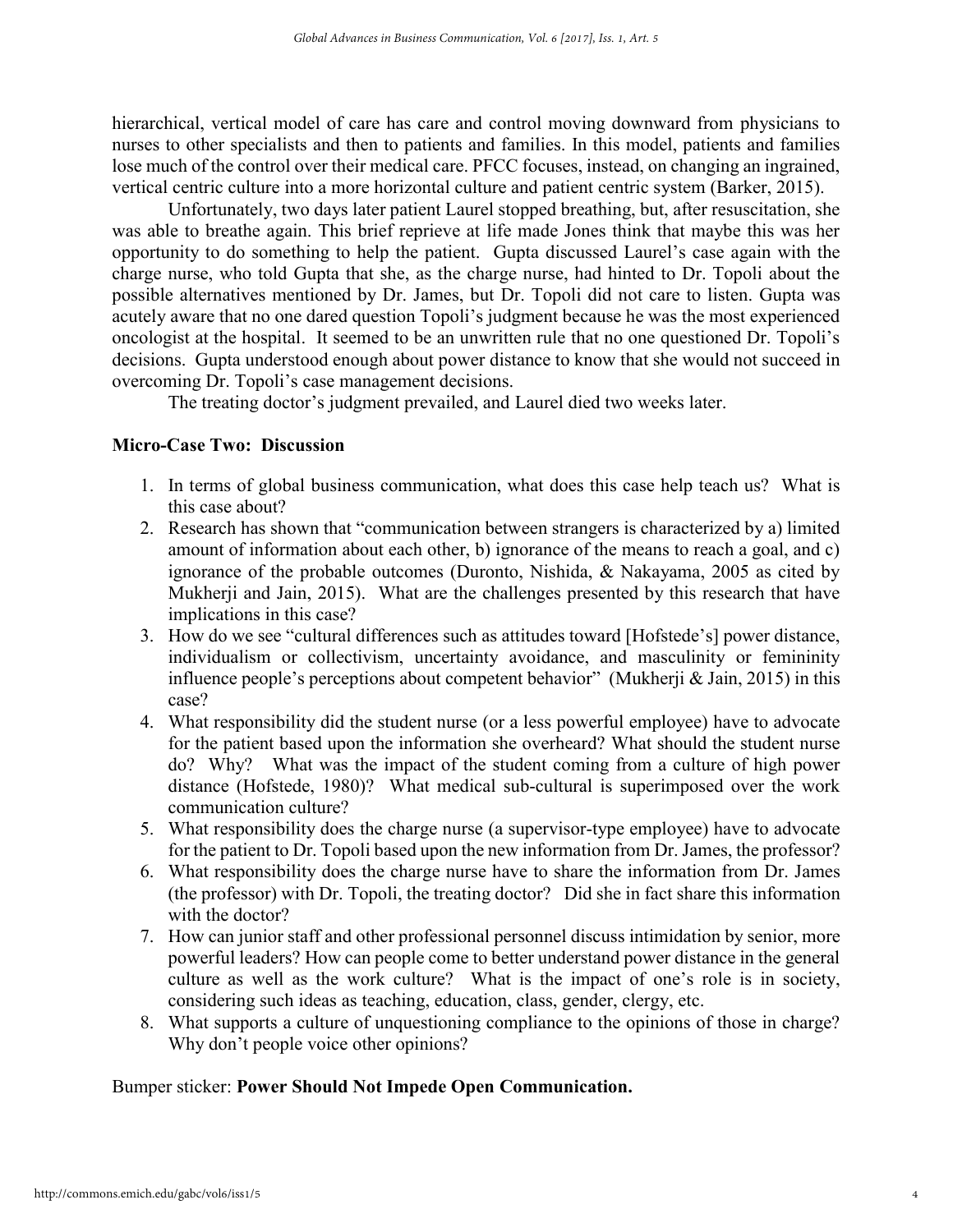hierarchical, vertical model of care has care and control moving downward from physicians to nurses to other specialists and then to patients and families. In this model, patients and families lose much of the control over their medical care. PFCC focuses, instead, on changing an ingrained, vertical centric culture into a more horizontal culture and patient centric system (Barker, 2015).

Unfortunately, two days later patient Laurel stopped breathing, but, after resuscitation, she was able to breathe again. This brief reprieve at life made Jones think that maybe this was her opportunity to do something to help the patient. Gupta discussed Laurel's case again with the charge nurse, who told Gupta that she, as the charge nurse, had hinted to Dr. Topoli about the possible alternatives mentioned by Dr. James, but Dr. Topoli did not care to listen. Gupta was acutely aware that no one dared question Topoli's judgment because he was the most experienced oncologist at the hospital. It seemed to be an unwritten rule that no one questioned Dr. Topoli's decisions. Gupta understood enough about power distance to know that she would not succeed in overcoming Dr. Topoli's case management decisions.

The treating doctor's judgment prevailed, and Laurel died two weeks later.

**Micro-Case Two: Discussion**

1. In terms of global business communication, what does this case help teach us? What is this case about?
2. Research has shown that "communication between strangers is characterized by a) limited amount of information about each other, b) ignorance of the means to reach a goal, and c) ignorance of the probable outcomes (Duronto, Nishida, & Nakayama, 2005 as cited by Mukherji and Jain, 2015). What are the challenges presented by this research that have implications in this case?
3. How do we see "cultural differences such as attitudes toward [Hofstede's] power distance, individualism or collectivism, uncertainty avoidance, and masculinity or femininity influence people's perceptions about competent behavior" (Mukherji & Jain, 2015) in this case?
4. What responsibility did the student nurse (or a less powerful employee) have to advocate for the patient based upon the information she overheard? What should the student nurse do? Why? What was the impact of the student coming from a culture of high power distance (Hofstede, 1980)? What medical sub-cultural is superimposed over the work communication culture?
5. What responsibility does the charge nurse (a supervisor-type employee) have to advocate for the patient to Dr. Topoli based upon the new information from Dr. James, the professor?
6. What responsibility does the charge nurse have to share the information from Dr. James (the professor) with Dr. Topoli, the treating doctor? Did she in fact share this information with the doctor?
7. How can junior staff and other professional personnel discuss intimidation by senior, more powerful leaders? How can people come to better understand power distance in the general culture as well as the work culture? What is the impact of one's role is in society, considering such ideas as teaching, education, class, gender, clergy, etc.
8. What supports a culture of unquestioning compliance to the opinions of those in charge? Why don't people voice other opinions?

Bumper sticker: **Power Should Not Impede Open Communication.**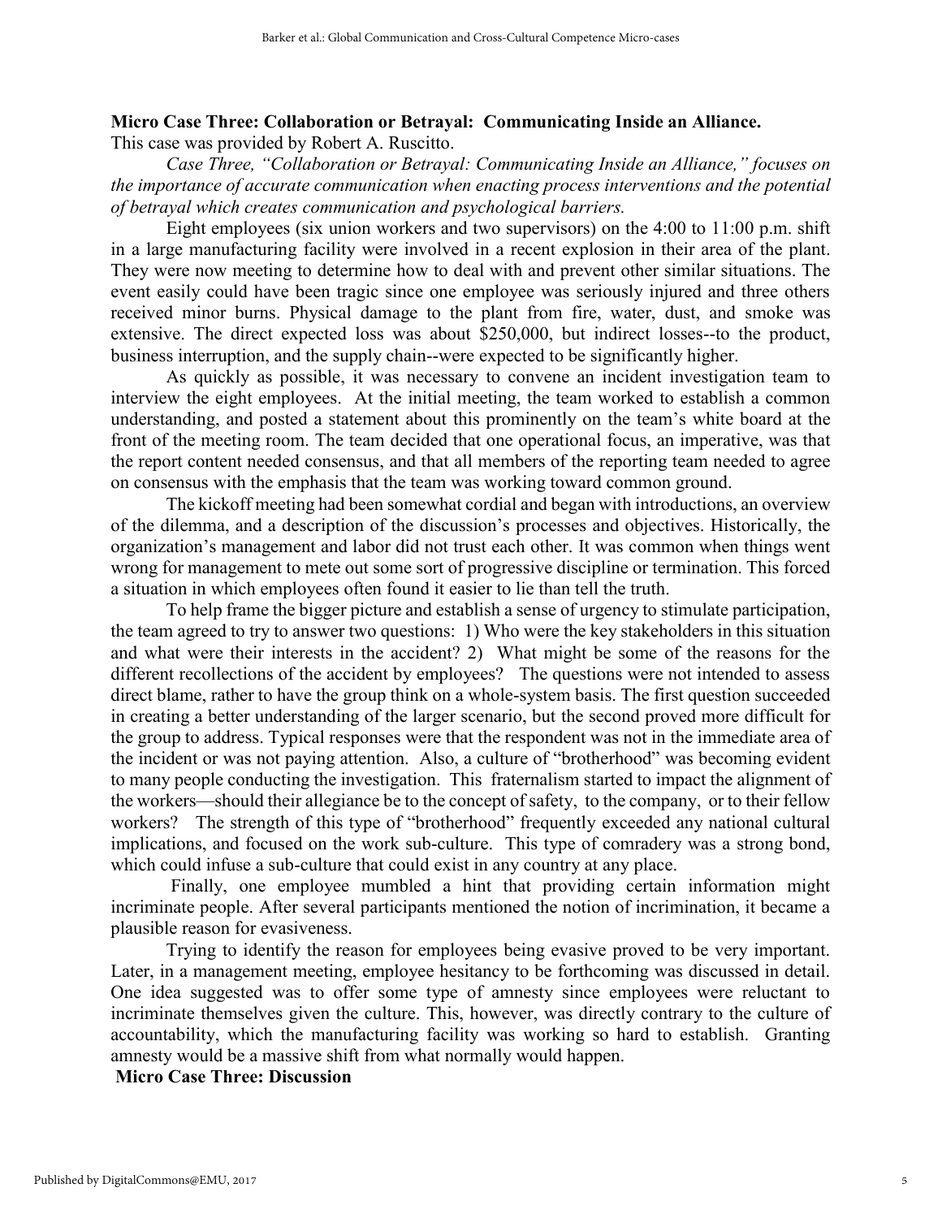**Micro Case Three: Collaboration or Betrayal: Communicating Inside an Alliance.**

This case was provided by Robert A. Ruscitto.

*Case Three, "Collaboration or Betrayal: Communicating Inside an Alliance," focuses on the importance of accurate communication when enacting process interventions and the potential of betrayal which creates communication and psychological barriers.*

Eight employees (six union workers and two supervisors) on the 4:00 to 11:00 p.m. shift in a large manufacturing facility were involved in a recent explosion in their area of the plant. They were now meeting to determine how to deal with and prevent other similar situations. The event easily could have been tragic since one employee was seriously injured and three others received minor burns. Physical damage to the plant from fire, water, dust, and smoke was extensive. The direct expected loss was about $250,000, but indirect losses--to the product, business interruption, and the supply chain--were expected to be significantly higher.

As quickly as possible, it was necessary to convene an incident investigation team to interview the eight employees. At the initial meeting, the team worked to establish a common understanding, and posted a statement about this prominently on the team's white board at the front of the meeting room. The team decided that one operational focus, an imperative, was that the report content needed consensus, and that all members of the reporting team needed to agree on consensus with the emphasis that the team was working toward common ground.

The kickoff meeting had been somewhat cordial and began with introductions, an overview of the dilemma, and a description of the discussion's processes and objectives. Historically, the organization's management and labor did not trust each other. It was common when things went wrong for management to mete out some sort of progressive discipline or termination. This forced a situation in which employees often found it easier to lie than tell the truth.

To help frame the bigger picture and establish a sense of urgency to stimulate participation, the team agreed to try to answer two questions: 1) Who were the key stakeholders in this situation and what were their interests in the accident? 2) What might be some of the reasons for the different recollections of the accident by employees? The questions were not intended to assess direct blame, rather to have the group think on a whole-system basis. The first question succeeded in creating a better understanding of the larger scenario, but the second proved more difficult for the group to address. Typical responses were that the respondent was not in the immediate area of the incident or was not paying attention. Also, a culture of "brotherhood" was becoming evident to many people conducting the investigation. This fraternalism started to impact the alignment of the workers—should their allegiance be to the concept of safety, to the company, or to their fellow workers? The strength of this type of "brotherhood" frequently exceeded any national cultural implications, and focused on the work sub-culture. This type of comradery was a strong bond, which could infuse a sub-culture that could exist in any country at any place.

Finally, one employee mumbled a hint that providing certain information might incriminate people. After several participants mentioned the notion of incrimination, it became a plausible reason for evasiveness.

Trying to identify the reason for employees being evasive proved to be very important. Later, in a management meeting, employee hesitancy to be forthcoming was discussed in detail. One idea suggested was to offer some type of amnesty since employees were reluctant to incriminate themselves given the culture. This, however, was directly contrary to the culture of accountability, which the manufacturing facility was working so hard to establish. Granting amnesty would be a massive shift from what normally would happen.

**Micro Case Three: Discussion**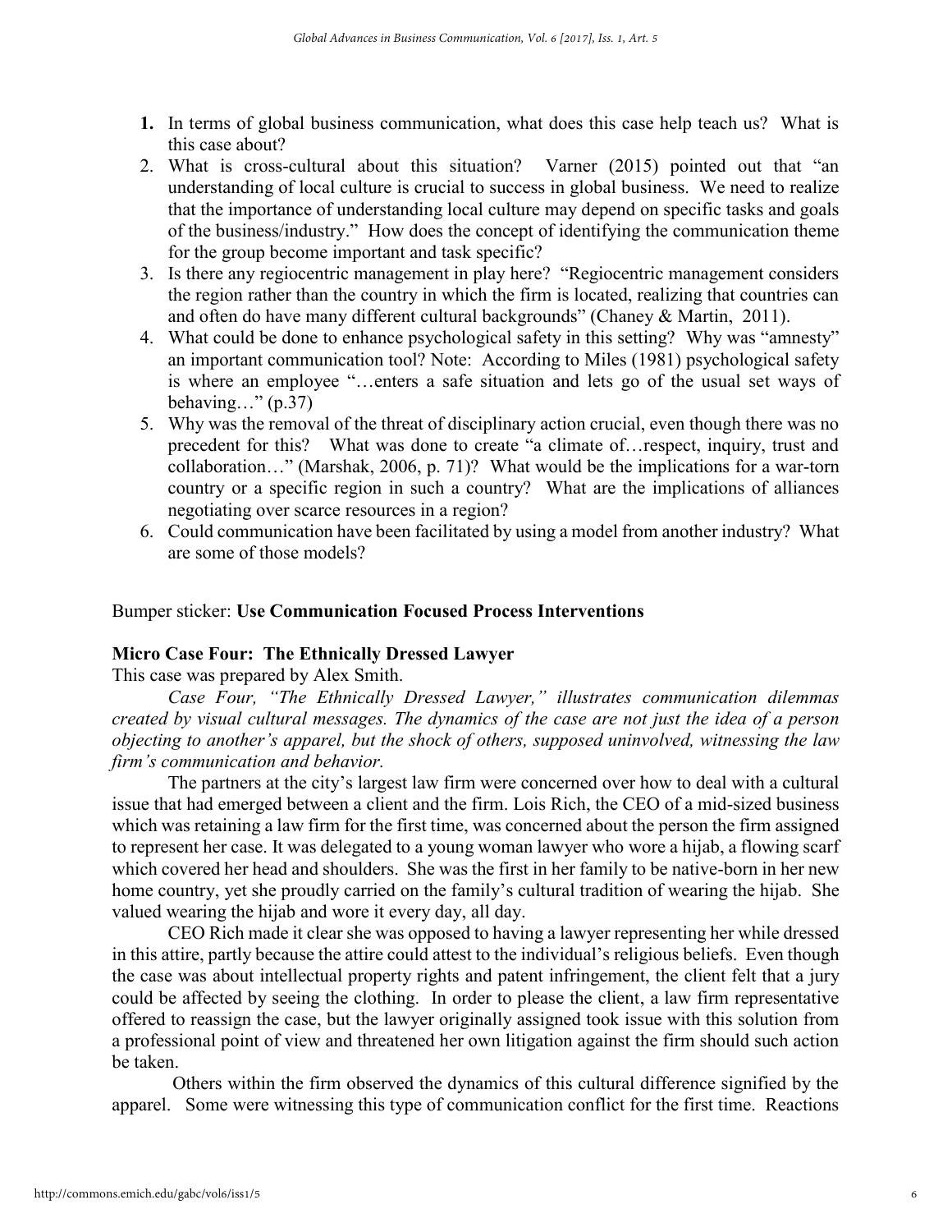1. In terms of global business communication, what does this case help teach us? What is this case about?
2. What is cross-cultural about this situation? Varner (2015) pointed out that "an understanding of local culture is crucial to success in global business. We need to realize that the importance of understanding local culture may depend on specific tasks and goals of the business/industry." How does the concept of identifying the communication theme for the group become important and task specific?
3. Is there any regiocentric management in play here? "Regiocentric management considers the region rather than the country in which the firm is located, realizing that countries can and often do have many different cultural backgrounds" (Chaney & Martin, 2011).
4. What could be done to enhance psychological safety in this setting? Why was "amnesty" an important communication tool? Note: According to Miles (1981) psychological safety is where an employee "…enters a safe situation and lets go of the usual set ways of behaving…" (p.37)
5. Why was the removal of the threat of disciplinary action crucial, even though there was no precedent for this? What was done to create "a climate of…respect, inquiry, trust and collaboration…" (Marshak, 2006, p. 71)? What would be the implications for a war-torn country or a specific region in such a country? What are the implications of alliances negotiating over scarce resources in a region?
6. Could communication have been facilitated by using a model from another industry? What are some of those models?

Bumper sticker: **Use Communication Focused Process Interventions**

**Micro Case Four: The Ethnically Dressed Lawyer**

This case was prepared by Alex Smith.

*Case Four, "The Ethnically Dressed Lawyer," illustrates communication dilemmas created by visual cultural messages. The dynamics of the case are not just the idea of a person objecting to another's apparel, but the shock of others, supposed uninvolved, witnessing the law firm's communication and behavior.*

The partners at the city's largest law firm were concerned over how to deal with a cultural issue that had emerged between a client and the firm. Lois Rich, the CEO of a mid-sized business which was retaining a law firm for the first time, was concerned about the person the firm assigned to represent her case. It was delegated to a young woman lawyer who wore a hijab, a flowing scarf which covered her head and shoulders. She was the first in her family to be native-born in her new home country, yet she proudly carried on the family's cultural tradition of wearing the hijab. She valued wearing the hijab and wore it every day, all day.

CEO Rich made it clear she was opposed to having a lawyer representing her while dressed in this attire, partly because the attire could attest to the individual's religious beliefs. Even though the case was about intellectual property rights and patent infringement, the client felt that a jury could be affected by seeing the clothing. In order to please the client, a law firm representative offered to reassign the case, but the lawyer originally assigned took issue with this solution from a professional point of view and threatened her own litigation against the firm should such action be taken.

Others within the firm observed the dynamics of this cultural difference signified by the apparel. Some were witnessing this type of communication conflict for the first time. Reactions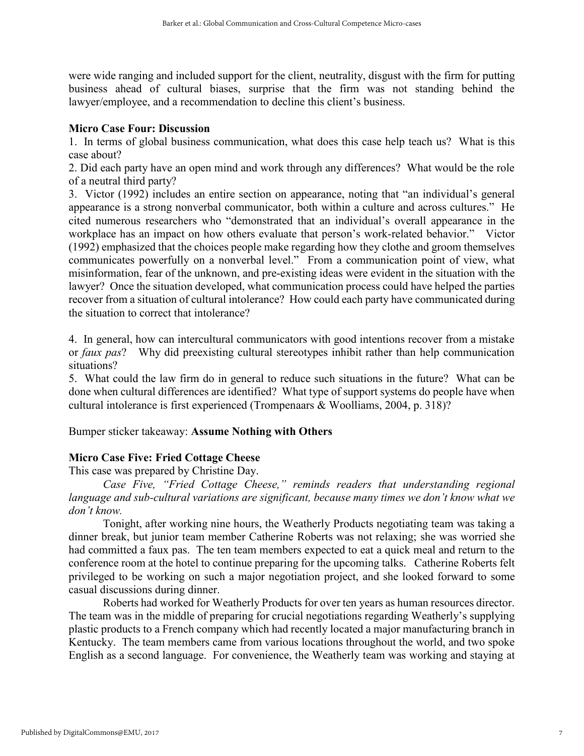were wide ranging and included support for the client, neutrality, disgust with the firm for putting business ahead of cultural biases, surprise that the firm was not standing behind the lawyer/employee, and a recommendation to decline this client's business.

**Micro Case Four: Discussion**

1. In terms of global business communication, what does this case help teach us? What is this case about?

2. Did each party have an open mind and work through any differences? What would be the role of a neutral third party?

3. Victor (1992) includes an entire section on appearance, noting that "an individual's general appearance is a strong nonverbal communicator, both within a culture and across cultures." He cited numerous researchers who "demonstrated that an individual's overall appearance in the workplace has an impact on how others evaluate that person's work-related behavior." Victor (1992) emphasized that the choices people make regarding how they clothe and groom themselves communicates powerfully on a nonverbal level." From a communication point of view, what misinformation, fear of the unknown, and pre-existing ideas were evident in the situation with the lawyer? Once the situation developed, what communication process could have helped the parties recover from a situation of cultural intolerance? How could each party have communicated during the situation to correct that intolerance?

4. In general, how can intercultural communicators with good intentions recover from a mistake or *faux pas*? Why did preexisting cultural stereotypes inhibit rather than help communication situations?

5. What could the law firm do in general to reduce such situations in the future? What can be done when cultural differences are identified? What type of support systems do people have when cultural intolerance is first experienced (Trompenaars & Woolliams, 2004, p. 318)?

Bumper sticker takeaway: **Assume Nothing with Others**

**Micro Case Five: Fried Cottage Cheese**

This case was prepared by Christine Day.

*Case Five, "Fried Cottage Cheese," reminds readers that understanding regional language and sub-cultural variations are significant, because many times we don't know what we don't know.*

Tonight, after working nine hours, the Weatherly Products negotiating team was taking a dinner break, but junior team member Catherine Roberts was not relaxing; she was worried she had committed a faux pas. The ten team members expected to eat a quick meal and return to the conference room at the hotel to continue preparing for the upcoming talks. Catherine Roberts felt privileged to be working on such a major negotiation project, and she looked forward to some casual discussions during dinner.

Roberts had worked for Weatherly Products for over ten years as human resources director. The team was in the middle of preparing for crucial negotiations regarding Weatherly's supplying plastic products to a French company which had recently located a major manufacturing branch in Kentucky. The team members came from various locations throughout the world, and two spoke English as a second language. For convenience, the Weatherly team was working and staying at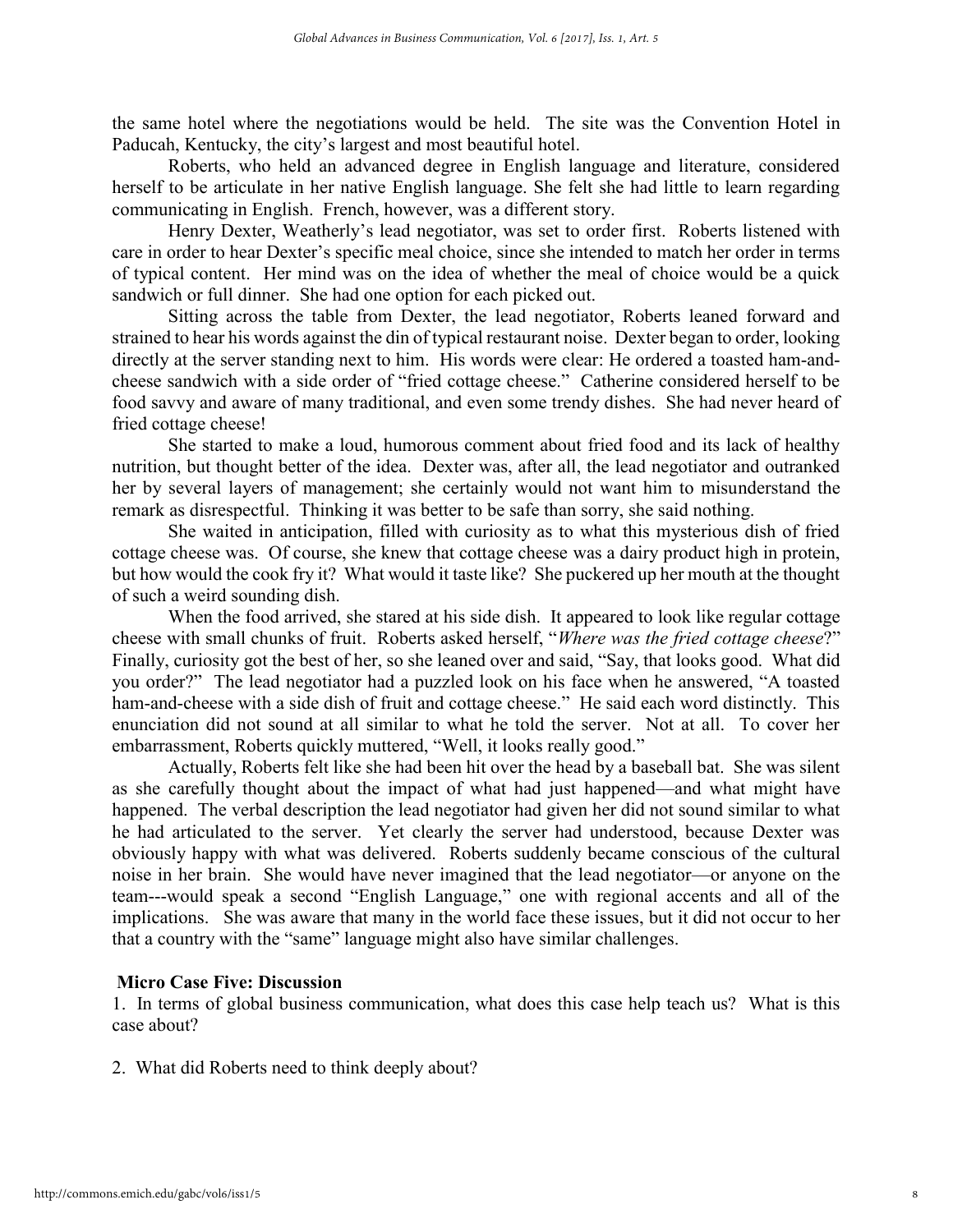the same hotel where the negotiations would be held. The site was the Convention Hotel in Paducah, Kentucky, the city's largest and most beautiful hotel.

Roberts, who held an advanced degree in English language and literature, considered herself to be articulate in her native English language. She felt she had little to learn regarding communicating in English. French, however, was a different story.

Henry Dexter, Weatherly's lead negotiator, was set to order first. Roberts listened with care in order to hear Dexter's specific meal choice, since she intended to match her order in terms of typical content. Her mind was on the idea of whether the meal of choice would be a quick sandwich or full dinner. She had one option for each picked out.

Sitting across the table from Dexter, the lead negotiator, Roberts leaned forward and strained to hear his words against the din of typical restaurant noise. Dexter began to order, looking directly at the server standing next to him. His words were clear: He ordered a toasted ham-and-cheese sandwich with a side order of "fried cottage cheese." Catherine considered herself to be food savvy and aware of many traditional, and even some trendy dishes. She had never heard of fried cottage cheese!

She started to make a loud, humorous comment about fried food and its lack of healthy nutrition, but thought better of the idea. Dexter was, after all, the lead negotiator and outranked her by several layers of management; she certainly would not want him to misunderstand the remark as disrespectful. Thinking it was better to be safe than sorry, she said nothing.

She waited in anticipation, filled with curiosity as to what this mysterious dish of fried cottage cheese was. Of course, she knew that cottage cheese was a dairy product high in protein, but how would the cook fry it? What would it taste like? She puckered up her mouth at the thought of such a weird sounding dish.

When the food arrived, she stared at his side dish. It appeared to look like regular cottage cheese with small chunks of fruit. Roberts asked herself, "*Where was the fried cottage cheese*?" Finally, curiosity got the best of her, so she leaned over and said, "Say, that looks good. What did you order?" The lead negotiator had a puzzled look on his face when he answered, "A toasted ham-and-cheese with a side dish of fruit and cottage cheese." He said each word distinctly. This enunciation did not sound at all similar to what he told the server. Not at all. To cover her embarrassment, Roberts quickly muttered, "Well, it looks really good."

Actually, Roberts felt like she had been hit over the head by a baseball bat. She was silent as she carefully thought about the impact of what had just happened—and what might have happened. The verbal description the lead negotiator had given her did not sound similar to what he had articulated to the server. Yet clearly the server had understood, because Dexter was obviously happy with what was delivered. Roberts suddenly became conscious of the cultural noise in her brain. She would have never imagined that the lead negotiator—or anyone on the team---would speak a second "English Language," one with regional accents and all of the implications. She was aware that many in the world face these issues, but it did not occur to her that a country with the "same" language might also have similar challenges.

**Micro Case Five: Discussion**

1. In terms of global business communication, what does this case help teach us? What is this case about?

2. What did Roberts need to think deeply about?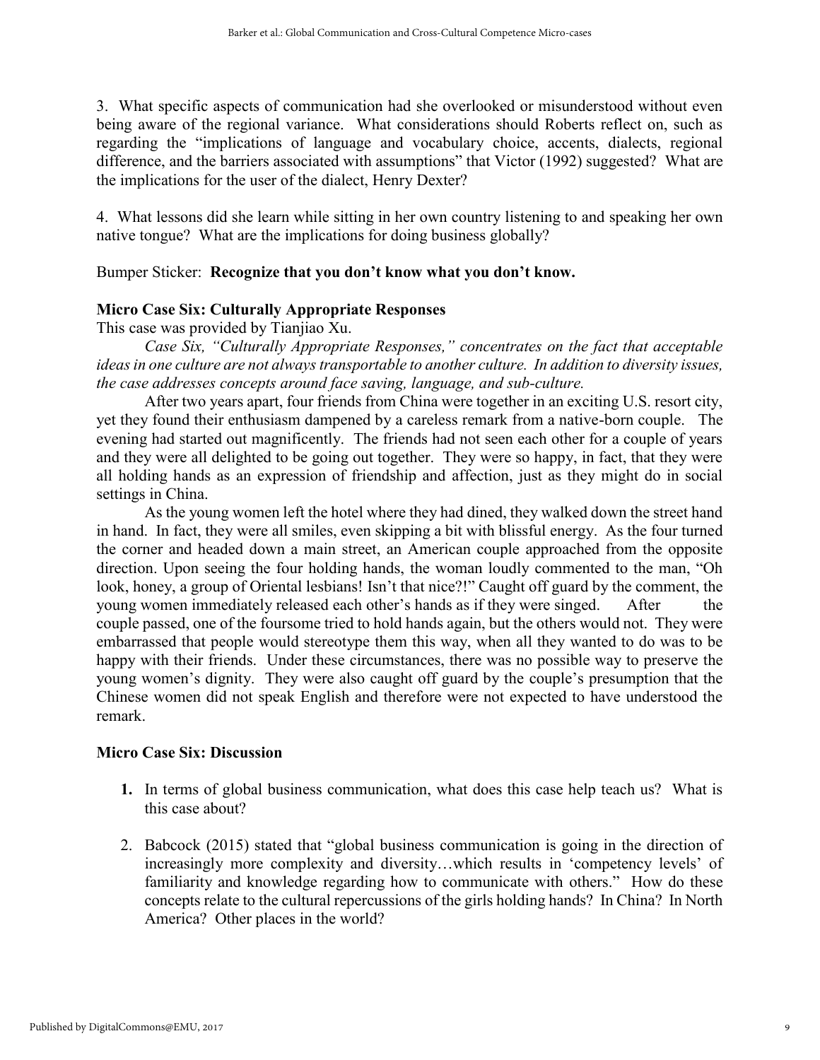3. What specific aspects of communication had she overlooked or misunderstood without even being aware of the regional variance. What considerations should Roberts reflect on, such as regarding the "implications of language and vocabulary choice, accents, dialects, regional difference, and the barriers associated with assumptions" that Victor (1992) suggested? What are the implications for the user of the dialect, Henry Dexter?

4. What lessons did she learn while sitting in her own country listening to and speaking her own native tongue? What are the implications for doing business globally?

Bumper Sticker: **Recognize that you don't know what you don't know.**

### Micro Case Six: Culturally Appropriate Responses

This case was provided by Tianjiao Xu.

*Case Six, "Culturally Appropriate Responses," concentrates on the fact that acceptable ideas in one culture are not always transportable to another culture. In addition to diversity issues, the case addresses concepts around face saving, language, and sub-culture.*

After two years apart, four friends from China were together in an exciting U.S. resort city, yet they found their enthusiasm dampened by a careless remark from a native-born couple. The evening had started out magnificently. The friends had not seen each other for a couple of years and they were all delighted to be going out together. They were so happy, in fact, that they were all holding hands as an expression of friendship and affection, just as they might do in social settings in China.

As the young women left the hotel where they had dined, they walked down the street hand in hand. In fact, they were all smiles, even skipping a bit with blissful energy. As the four turned the corner and headed down a main street, an American couple approached from the opposite direction. Upon seeing the four holding hands, the woman loudly commented to the man, "Oh look, honey, a group of Oriental lesbians! Isn't that nice?!" Caught off guard by the comment, the young women immediately released each other's hands as if they were singed. After the couple passed, one of the foursome tried to hold hands again, but the others would not. They were embarrassed that people would stereotype them this way, when all they wanted to do was to be happy with their friends. Under these circumstances, there was no possible way to preserve the young women's dignity. They were also caught off guard by the couple's presumption that the Chinese women did not speak English and therefore were not expected to have understood the remark.

### Micro Case Six: Discussion

1. In terms of global business communication, what does this case help teach us? What is this case about?

2. Babcock (2015) stated that "global business communication is going in the direction of increasingly more complexity and diversity…which results in 'competency levels' of familiarity and knowledge regarding how to communicate with others." How do these concepts relate to the cultural repercussions of the girls holding hands? In China? In North America? Other places in the world?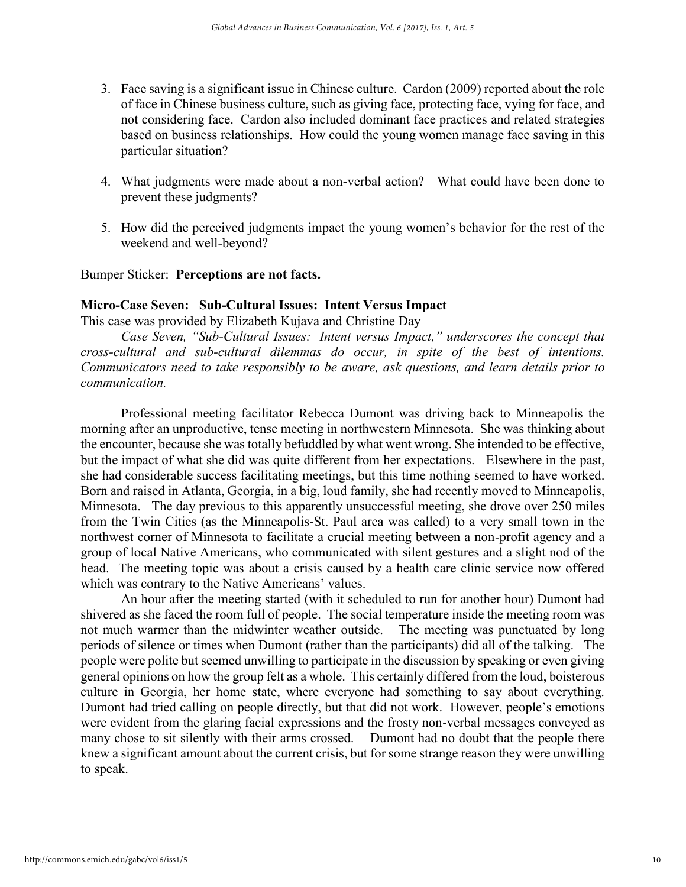3. Face saving is a significant issue in Chinese culture. Cardon (2009) reported about the role of face in Chinese business culture, such as giving face, protecting face, vying for face, and not considering face. Cardon also included dominant face practices and related strategies based on business relationships. How could the young women manage face saving in this particular situation?

4. What judgments were made about a non-verbal action? What could have been done to prevent these judgments?

5. How did the perceived judgments impact the young women's behavior for the rest of the weekend and well-beyond?

Bumper Sticker: **Perceptions are not facts.**

**Micro-Case Seven: Sub-Cultural Issues: Intent Versus Impact**

This case was provided by Elizabeth Kujava and Christine Day

*Case Seven, "Sub-Cultural Issues: Intent versus Impact," underscores the concept that cross-cultural and sub-cultural dilemmas do occur, in spite of the best of intentions. Communicators need to take responsibly to be aware, ask questions, and learn details prior to communication.*

Professional meeting facilitator Rebecca Dumont was driving back to Minneapolis the morning after an unproductive, tense meeting in northwestern Minnesota. She was thinking about the encounter, because she was totally befuddled by what went wrong. She intended to be effective, but the impact of what she did was quite different from her expectations. Elsewhere in the past, she had considerable success facilitating meetings, but this time nothing seemed to have worked. Born and raised in Atlanta, Georgia, in a big, loud family, she had recently moved to Minneapolis, Minnesota. The day previous to this apparently unsuccessful meeting, she drove over 250 miles from the Twin Cities (as the Minneapolis-St. Paul area was called) to a very small town in the northwest corner of Minnesota to facilitate a crucial meeting between a non-profit agency and a group of local Native Americans, who communicated with silent gestures and a slight nod of the head. The meeting topic was about a crisis caused by a health care clinic service now offered which was contrary to the Native Americans' values.

An hour after the meeting started (with it scheduled to run for another hour) Dumont had shivered as she faced the room full of people. The social temperature inside the meeting room was not much warmer than the midwinter weather outside. The meeting was punctuated by long periods of silence or times when Dumont (rather than the participants) did all of the talking. The people were polite but seemed unwilling to participate in the discussion by speaking or even giving general opinions on how the group felt as a whole. This certainly differed from the loud, boisterous culture in Georgia, her home state, where everyone had something to say about everything. Dumont had tried calling on people directly, but that did not work. However, people's emotions were evident from the glaring facial expressions and the frosty non-verbal messages conveyed as many chose to sit silently with their arms crossed. Dumont had no doubt that the people there knew a significant amount about the current crisis, but for some strange reason they were unwilling to speak.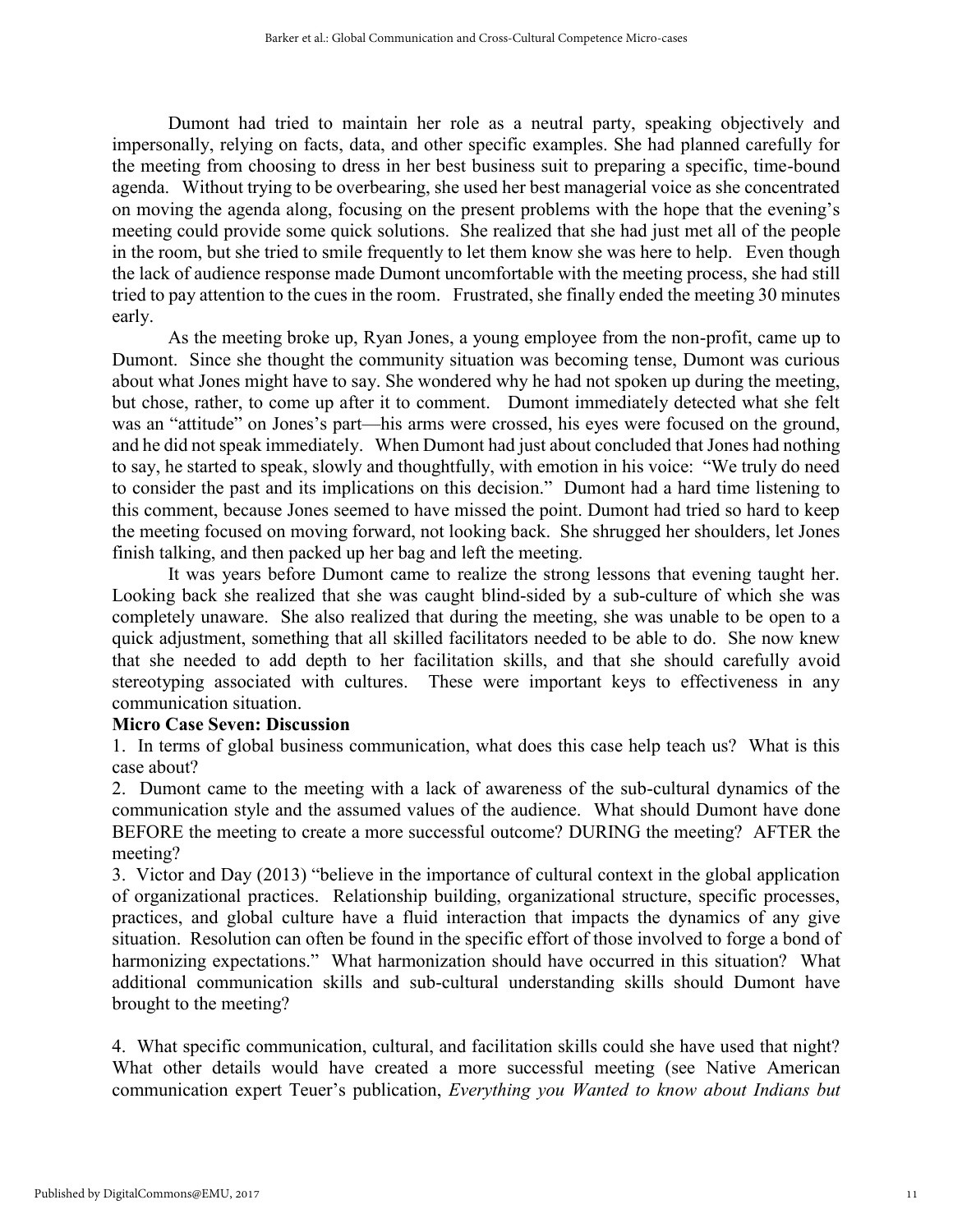Dumont had tried to maintain her role as a neutral party, speaking objectively and impersonally, relying on facts, data, and other specific examples. She had planned carefully for the meeting from choosing to dress in her best business suit to preparing a specific, time-bound agenda. Without trying to be overbearing, she used her best managerial voice as she concentrated on moving the agenda along, focusing on the present problems with the hope that the evening's meeting could provide some quick solutions. She realized that she had just met all of the people in the room, but she tried to smile frequently to let them know she was here to help. Even though the lack of audience response made Dumont uncomfortable with the meeting process, she had still tried to pay attention to the cues in the room. Frustrated, she finally ended the meeting 30 minutes early.

As the meeting broke up, Ryan Jones, a young employee from the non-profit, came up to Dumont. Since she thought the community situation was becoming tense, Dumont was curious about what Jones might have to say. She wondered why he had not spoken up during the meeting, but chose, rather, to come up after it to comment. Dumont immediately detected what she felt was an "attitude" on Jones's part—his arms were crossed, his eyes were focused on the ground, and he did not speak immediately. When Dumont had just about concluded that Jones had nothing to say, he started to speak, slowly and thoughtfully, with emotion in his voice: "We truly do need to consider the past and its implications on this decision." Dumont had a hard time listening to this comment, because Jones seemed to have missed the point. Dumont had tried so hard to keep the meeting focused on moving forward, not looking back. She shrugged her shoulders, let Jones finish talking, and then packed up her bag and left the meeting.

It was years before Dumont came to realize the strong lessons that evening taught her. Looking back she realized that she was caught blind-sided by a sub-culture of which she was completely unaware. She also realized that during the meeting, she was unable to be open to a quick adjustment, something that all skilled facilitators needed to be able to do. She now knew that she needed to add depth to her facilitation skills, and that she should carefully avoid stereotyping associated with cultures. These were important keys to effectiveness in any communication situation.

**Micro Case Seven: Discussion**

1. In terms of global business communication, what does this case help teach us? What is this case about?

2. Dumont came to the meeting with a lack of awareness of the sub-cultural dynamics of the communication style and the assumed values of the audience. What should Dumont have done BEFORE the meeting to create a more successful outcome? DURING the meeting? AFTER the meeting?

3. Victor and Day (2013) "believe in the importance of cultural context in the global application of organizational practices. Relationship building, organizational structure, specific processes, practices, and global culture have a fluid interaction that impacts the dynamics of any give situation. Resolution can often be found in the specific effort of those involved to forge a bond of harmonizing expectations." What harmonization should have occurred in this situation? What additional communication skills and sub-cultural understanding skills should Dumont have brought to the meeting?

4. What specific communication, cultural, and facilitation skills could she have used that night? What other details would have created a more successful meeting (see Native American communication expert Teuer's publication, *Everything you Wanted to know about Indians but*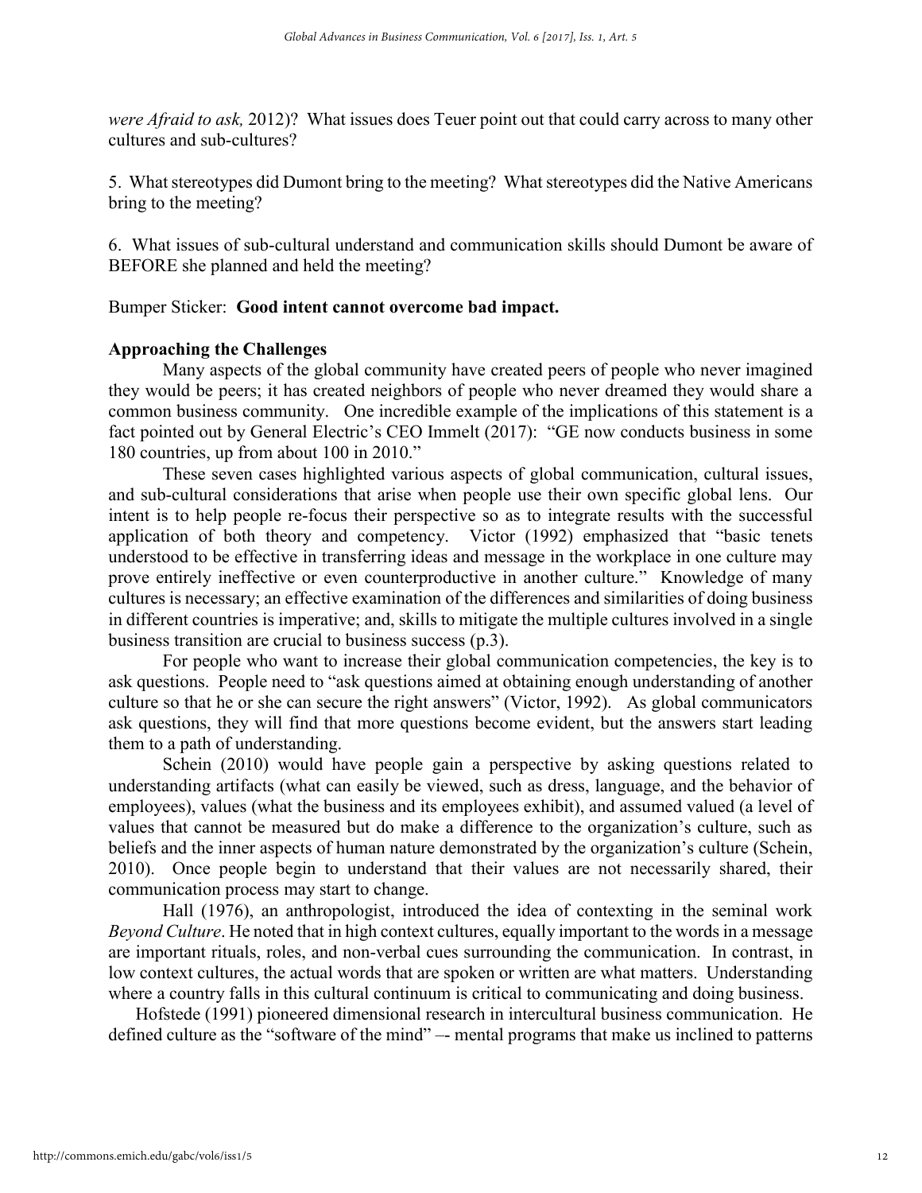*were Afraid to ask,* 2012)? What issues does Teuer point out that could carry across to many other cultures and sub-cultures?

5. What stereotypes did Dumont bring to the meeting? What stereotypes did the Native Americans bring to the meeting?

6. What issues of sub-cultural understand and communication skills should Dumont be aware of BEFORE she planned and held the meeting?

Bumper Sticker: **Good intent cannot overcome bad impact.**

### Approaching the Challenges

Many aspects of the global community have created peers of people who never imagined they would be peers; it has created neighbors of people who never dreamed they would share a common business community. One incredible example of the implications of this statement is a fact pointed out by General Electric's CEO Immelt (2017): "GE now conducts business in some 180 countries, up from about 100 in 2010."

These seven cases highlighted various aspects of global communication, cultural issues, and sub-cultural considerations that arise when people use their own specific global lens. Our intent is to help people re-focus their perspective so as to integrate results with the successful application of both theory and competency. Victor (1992) emphasized that "basic tenets understood to be effective in transferring ideas and message in the workplace in one culture may prove entirely ineffective or even counterproductive in another culture." Knowledge of many cultures is necessary; an effective examination of the differences and similarities of doing business in different countries is imperative; and, skills to mitigate the multiple cultures involved in a single business transition are crucial to business success (p.3).

For people who want to increase their global communication competencies, the key is to ask questions. People need to "ask questions aimed at obtaining enough understanding of another culture so that he or she can secure the right answers" (Victor, 1992). As global communicators ask questions, they will find that more questions become evident, but the answers start leading them to a path of understanding.

Schein (2010) would have people gain a perspective by asking questions related to understanding artifacts (what can easily be viewed, such as dress, language, and the behavior of employees), values (what the business and its employees exhibit), and assumed valued (a level of values that cannot be measured but do make a difference to the organization's culture, such as beliefs and the inner aspects of human nature demonstrated by the organization's culture (Schein, 2010). Once people begin to understand that their values are not necessarily shared, their communication process may start to change.

Hall (1976), an anthropologist, introduced the idea of contexting in the seminal work *Beyond Culture*. He noted that in high context cultures, equally important to the words in a message are important rituals, roles, and non-verbal cues surrounding the communication. In contrast, in low context cultures, the actual words that are spoken or written are what matters. Understanding where a country falls in this cultural continuum is critical to communicating and doing business.

Hofstede (1991) pioneered dimensional research in intercultural business communication. He defined culture as the "software of the mind" –- mental programs that make us inclined to patterns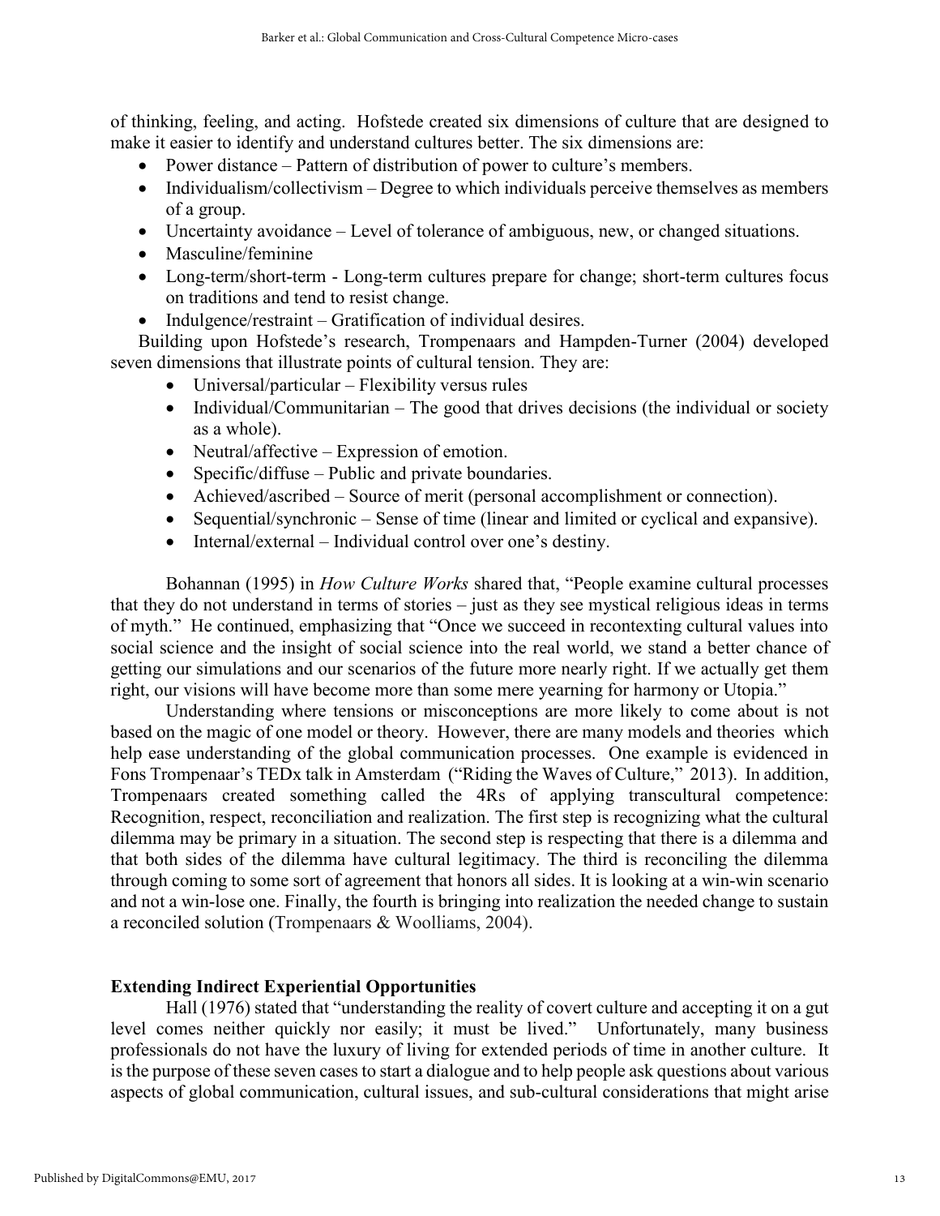of thinking, feeling, and acting. Hofstede created six dimensions of culture that are designed to make it easier to identify and understand cultures better. The six dimensions are:

- Power distance – Pattern of distribution of power to culture's members.
- Individualism/collectivism – Degree to which individuals perceive themselves as members of a group.
- Uncertainty avoidance – Level of tolerance of ambiguous, new, or changed situations.
- Masculine/feminine
- Long-term/short-term - Long-term cultures prepare for change; short-term cultures focus on traditions and tend to resist change.
- Indulgence/restraint – Gratification of individual desires.

Building upon Hofstede's research, Trompenaars and Hampden-Turner (2004) developed seven dimensions that illustrate points of cultural tension. They are:

- Universal/particular – Flexibility versus rules
- Individual/Communitarian – The good that drives decisions (the individual or society as a whole).
- Neutral/affective – Expression of emotion.
- Specific/diffuse – Public and private boundaries.
- Achieved/ascribed – Source of merit (personal accomplishment or connection).
- Sequential/synchronic – Sense of time (linear and limited or cyclical and expansive).
- Internal/external – Individual control over one's destiny.

Bohannan (1995) in *How Culture Works* shared that, "People examine cultural processes that they do not understand in terms of stories – just as they see mystical religious ideas in terms of myth." He continued, emphasizing that "Once we succeed in recontexting cultural values into social science and the insight of social science into the real world, we stand a better chance of getting our simulations and our scenarios of the future more nearly right. If we actually get them right, our visions will have become more than some mere yearning for harmony or Utopia."

Understanding where tensions or misconceptions are more likely to come about is not based on the magic of one model or theory. However, there are many models and theories which help ease understanding of the global communication processes. One example is evidenced in Fons Trompenaar's TEDx talk in Amsterdam ("Riding the Waves of Culture," 2013). In addition, Trompenaars created something called the 4Rs of applying transcultural competence: Recognition, respect, reconciliation and realization. The first step is recognizing what the cultural dilemma may be primary in a situation. The second step is respecting that there is a dilemma and that both sides of the dilemma have cultural legitimacy. The third is reconciling the dilemma through coming to some sort of agreement that honors all sides. It is looking at a win-win scenario and not a win-lose one. Finally, the fourth is bringing into realization the needed change to sustain a reconciled solution (Trompenaars & Woolliams, 2004).

## Extending Indirect Experiential Opportunities

Hall (1976) stated that "understanding the reality of covert culture and accepting it on a gut level comes neither quickly nor easily; it must be lived." Unfortunately, many business professionals do not have the luxury of living for extended periods of time in another culture. It is the purpose of these seven cases to start a dialogue and to help people ask questions about various aspects of global communication, cultural issues, and sub-cultural considerations that might arise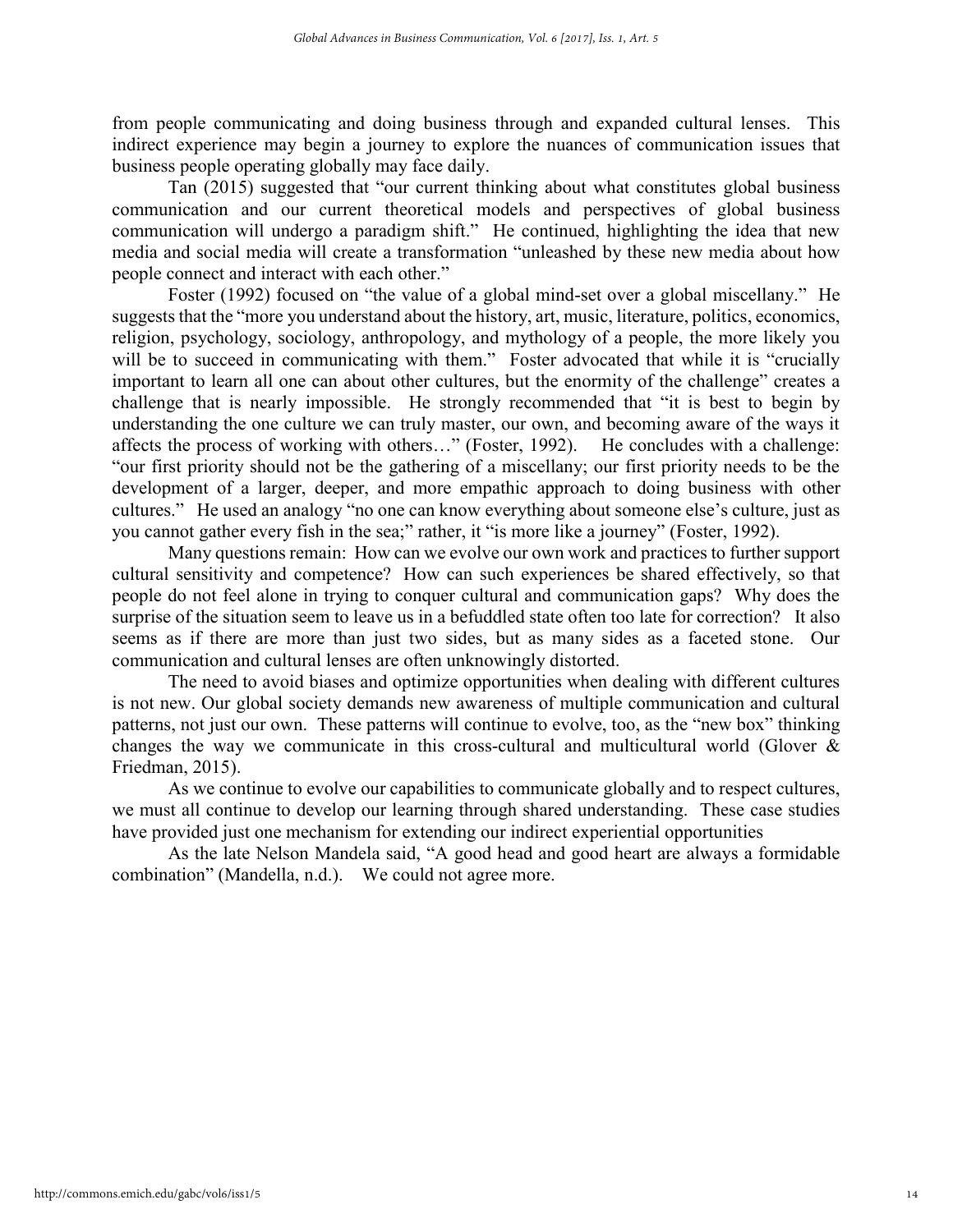from people communicating and doing business through and expanded cultural lenses. This indirect experience may begin a journey to explore the nuances of communication issues that business people operating globally may face daily.

Tan (2015) suggested that "our current thinking about what constitutes global business communication and our current theoretical models and perspectives of global business communication will undergo a paradigm shift." He continued, highlighting the idea that new media and social media will create a transformation "unleashed by these new media about how people connect and interact with each other."

Foster (1992) focused on "the value of a global mind-set over a global miscellany." He suggests that the "more you understand about the history, art, music, literature, politics, economics, religion, psychology, sociology, anthropology, and mythology of a people, the more likely you will be to succeed in communicating with them." Foster advocated that while it is "crucially important to learn all one can about other cultures, but the enormity of the challenge" creates a challenge that is nearly impossible. He strongly recommended that "it is best to begin by understanding the one culture we can truly master, our own, and becoming aware of the ways it affects the process of working with others…" (Foster, 1992). He concludes with a challenge: "our first priority should not be the gathering of a miscellany; our first priority needs to be the development of a larger, deeper, and more empathic approach to doing business with other cultures." He used an analogy "no one can know everything about someone else's culture, just as you cannot gather every fish in the sea;" rather, it "is more like a journey" (Foster, 1992).

Many questions remain: How can we evolve our own work and practices to further support cultural sensitivity and competence? How can such experiences be shared effectively, so that people do not feel alone in trying to conquer cultural and communication gaps? Why does the surprise of the situation seem to leave us in a befuddled state often too late for correction? It also seems as if there are more than just two sides, but as many sides as a faceted stone. Our communication and cultural lenses are often unknowingly distorted.

The need to avoid biases and optimize opportunities when dealing with different cultures is not new. Our global society demands new awareness of multiple communication and cultural patterns, not just our own. These patterns will continue to evolve, too, as the "new box" thinking changes the way we communicate in this cross-cultural and multicultural world (Glover & Friedman, 2015).

As we continue to evolve our capabilities to communicate globally and to respect cultures, we must all continue to develop our learning through shared understanding. These case studies have provided just one mechanism for extending our indirect experiential opportunities

As the late Nelson Mandela said, "A good head and good heart are always a formidable combination" (Mandella, n.d.). We could not agree more.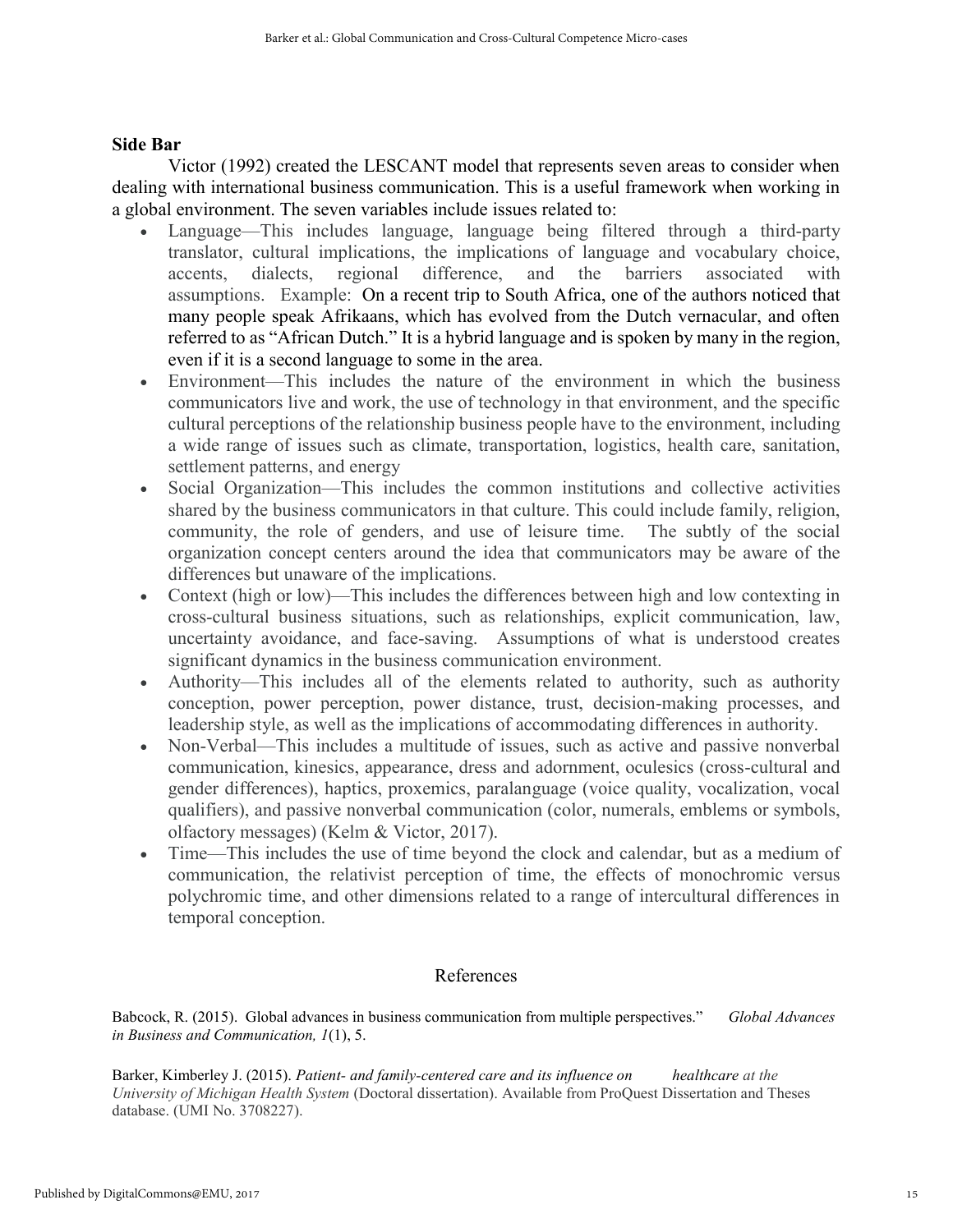## Side Bar

Victor (1992) created the LESCANT model that represents seven areas to consider when dealing with international business communication. This is a useful framework when working in a global environment. The seven variables include issues related to:

- Language—This includes language, language being filtered through a third-party translator, cultural implications, the implications of language and vocabulary choice, accents, dialects, regional difference, and the barriers associated with assumptions. Example: On a recent trip to South Africa, one of the authors noticed that many people speak Afrikaans, which has evolved from the Dutch vernacular, and often referred to as "African Dutch." It is a hybrid language and is spoken by many in the region, even if it is a second language to some in the area.
- Environment—This includes the nature of the environment in which the business communicators live and work, the use of technology in that environment, and the specific cultural perceptions of the relationship business people have to the environment, including a wide range of issues such as climate, transportation, logistics, health care, sanitation, settlement patterns, and energy
- Social Organization—This includes the common institutions and collective activities shared by the business communicators in that culture. This could include family, religion, community, the role of genders, and use of leisure time. The subtly of the social organization concept centers around the idea that communicators may be aware of the differences but unaware of the implications.
- Context (high or low)—This includes the differences between high and low contexting in cross-cultural business situations, such as relationships, explicit communication, law, uncertainty avoidance, and face-saving. Assumptions of what is understood creates significant dynamics in the business communication environment.
- Authority—This includes all of the elements related to authority, such as authority conception, power perception, power distance, trust, decision-making processes, and leadership style, as well as the implications of accommodating differences in authority.
- Non-Verbal—This includes a multitude of issues, such as active and passive nonverbal communication, kinesics, appearance, dress and adornment, oculesics (cross-cultural and gender differences), haptics, proxemics, paralanguage (voice quality, vocalization, vocal qualifiers), and passive nonverbal communication (color, numerals, emblems or symbols, olfactory messages) (Kelm & Victor, 2017).
- Time—This includes the use of time beyond the clock and calendar, but as a medium of communication, the relativist perception of time, the effects of monochromic versus polychromic time, and other dimensions related to a range of intercultural differences in temporal conception.

## References

Babcock, R. (2015). Global advances in business communication from multiple perspectives." *Global Advances in Business and Communication, 1*(1), 5.

Barker, Kimberley J. (2015). *Patient- and family-centered care and its influence on healthcare at the University of Michigan Health System* (Doctoral dissertation). Available from ProQuest Dissertation and Theses database. (UMI No. 3708227).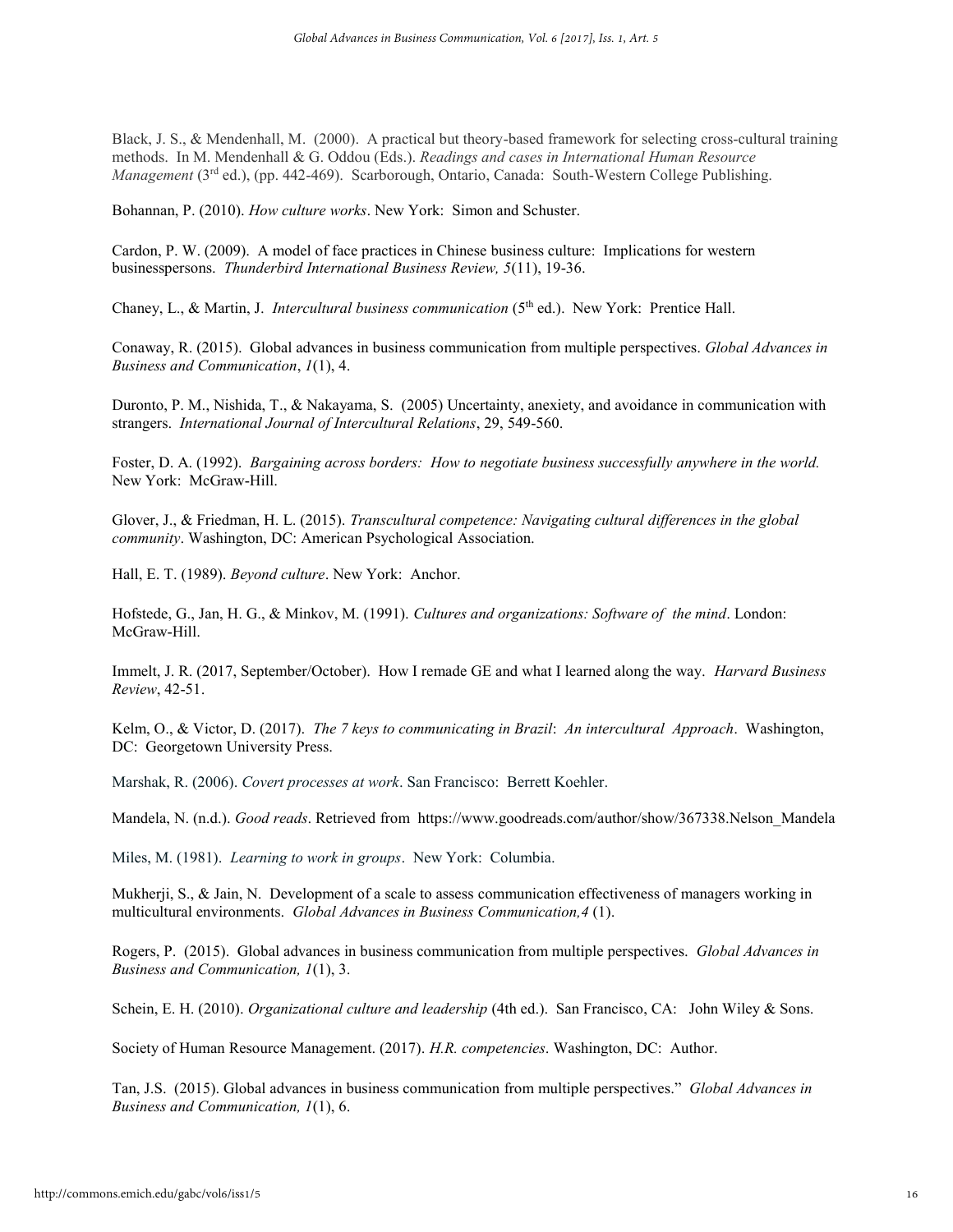Black, J. S., & Mendenhall, M. (2000). A practical but theory-based framework for selecting cross-cultural training methods. In M. Mendenhall & G. Oddou (Eds.). *Readings and cases in International Human Resource Management* (3rd ed.), (pp. 442-469). Scarborough, Ontario, Canada: South-Western College Publishing.

Bohannan, P. (2010). *How culture works*. New York: Simon and Schuster.

Cardon, P. W. (2009). A model of face practices in Chinese business culture: Implications for western businesspersons. *Thunderbird International Business Review, 5*(11), 19-36.

Chaney, L., & Martin, J. *Intercultural business communication* (5th ed.). New York: Prentice Hall.

Conaway, R. (2015). Global advances in business communication from multiple perspectives. *Global Advances in Business and Communication*, *1*(1), 4.

Duronto, P. M., Nishida, T., & Nakayama, S. (2005) Uncertainty, anxiety, and avoidance in communication with strangers. *International Journal of Intercultural Relations*, 29, 549-560.

Foster, D. A. (1992). *Bargaining across borders: How to negotiate business successfully anywhere in the world.* New York: McGraw-Hill.

Glover, J., & Friedman, H. L. (2015). *Transcultural competence: Navigating cultural differences in the global community*. Washington, DC: American Psychological Association.

Hall, E. T. (1989). *Beyond culture*. New York: Anchor.

Hofstede, G., Jan, H. G., & Minkov, M. (1991). *Cultures and organizations: Software of the mind*. London: McGraw-Hill.

Immelt, J. R. (2017, September/October). How I remade GE and what I learned along the way. *Harvard Business Review*, 42-51.

Kelm, O., & Victor, D. (2017). *The 7 keys to communicating in Brazil*: *An intercultural Approach*. Washington, DC: Georgetown University Press.

Marshak, R. (2006). *Covert processes at work*. San Francisco: Berrett Koehler.

Mandela, N. (n.d.). *Good reads*. Retrieved from https://www.goodreads.com/author/show/367338.Nelson_Mandela

Miles, M. (1981). *Learning to work in groups*. New York: Columbia.

Mukherji, S., & Jain, N. Development of a scale to assess communication effectiveness of managers working in multicultural environments. *Global Advances in Business Communication,4* (1).

Rogers, P. (2015). Global advances in business communication from multiple perspectives. *Global Advances in Business and Communication, 1*(1), 3.

Schein, E. H. (2010). *Organizational culture and leadership* (4th ed.). San Francisco, CA: John Wiley & Sons.

Society of Human Resource Management. (2017). *H.R. competencies*. Washington, DC: Author.

Tan, J.S. (2015). Global advances in business communication from multiple perspectives." *Global Advances in Business and Communication, 1*(1), 6.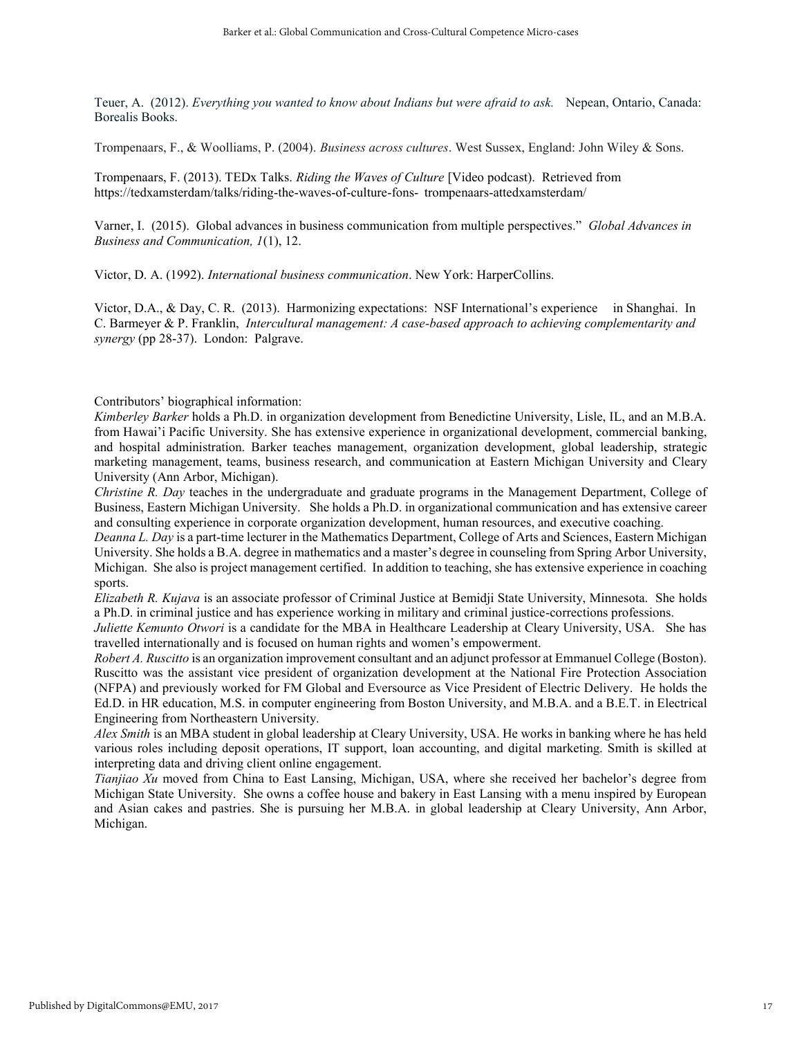Teuer, A. (2012). *Everything you wanted to know about Indians but were afraid to ask.* Nepean, Ontario, Canada: Borealis Books.

Trompenaars, F., & Woolliams, P. (2004). *Business across cultures*. West Sussex, England: John Wiley & Sons.

Trompenaars, F. (2013). TEDx Talks. *Riding the Waves of Culture* [Video podcast). Retrieved from https://tedxamsterdam/talks/riding-the-waves-of-culture-fons- trompenaars-attedxamsterdam/

Varner, I. (2015). Global advances in business communication from multiple perspectives." *Global Advances in Business and Communication, 1*(1), 12.

Victor, D. A. (1992). *International business communication*. New York: HarperCollins.

Victor, D.A., & Day, C. R. (2013). Harmonizing expectations: NSF International's experience in Shanghai. In C. Barmeyer & P. Franklin, *Intercultural management: A case-based approach to achieving complementarity and synergy* (pp 28-37). London: Palgrave.

Contributors' biographical information:

*Kimberley Barker* holds a Ph.D. in organization development from Benedictine University, Lisle, IL, and an M.B.A. from Hawai'i Pacific University. She has extensive experience in organizational development, commercial banking, and hospital administration. Barker teaches management, organization development, global leadership, strategic marketing management, teams, business research, and communication at Eastern Michigan University and Cleary University (Ann Arbor, Michigan).

*Christine R. Day* teaches in the undergraduate and graduate programs in the Management Department, College of Business, Eastern Michigan University. She holds a Ph.D. in organizational communication and has extensive career and consulting experience in corporate organization development, human resources, and executive coaching.

*Deanna L. Day* is a part-time lecturer in the Mathematics Department, College of Arts and Sciences, Eastern Michigan University. She holds a B.A. degree in mathematics and a master's degree in counseling from Spring Arbor University, Michigan. She also is project management certified. In addition to teaching, she has extensive experience in coaching sports.

*Elizabeth R. Kujava* is an associate professor of Criminal Justice at Bemidji State University, Minnesota. She holds a Ph.D. in criminal justice and has experience working in military and criminal justice-corrections professions.

*Juliette Kemunto Otwori* is a candidate for the MBA in Healthcare Leadership at Cleary University, USA. She has travelled internationally and is focused on human rights and women's empowerment.

*Robert A. Ruscitto* is an organization improvement consultant and an adjunct professor at Emmanuel College (Boston). Ruscitto was the assistant vice president of organization development at the National Fire Protection Association (NFPA) and previously worked for FM Global and Eversource as Vice President of Electric Delivery. He holds the Ed.D. in HR education, M.S. in computer engineering from Boston University, and M.B.A. and a B.E.T. in Electrical Engineering from Northeastern University.

*Alex Smith* is an MBA student in global leadership at Cleary University, USA. He works in banking where he has held various roles including deposit operations, IT support, loan accounting, and digital marketing. Smith is skilled at interpreting data and driving client online engagement.

*Tianjiao Xu* moved from China to East Lansing, Michigan, USA, where she received her bachelor's degree from Michigan State University. She owns a coffee house and bakery in East Lansing with a menu inspired by European and Asian cakes and pastries. She is pursuing her M.B.A. in global leadership at Cleary University, Ann Arbor, Michigan.